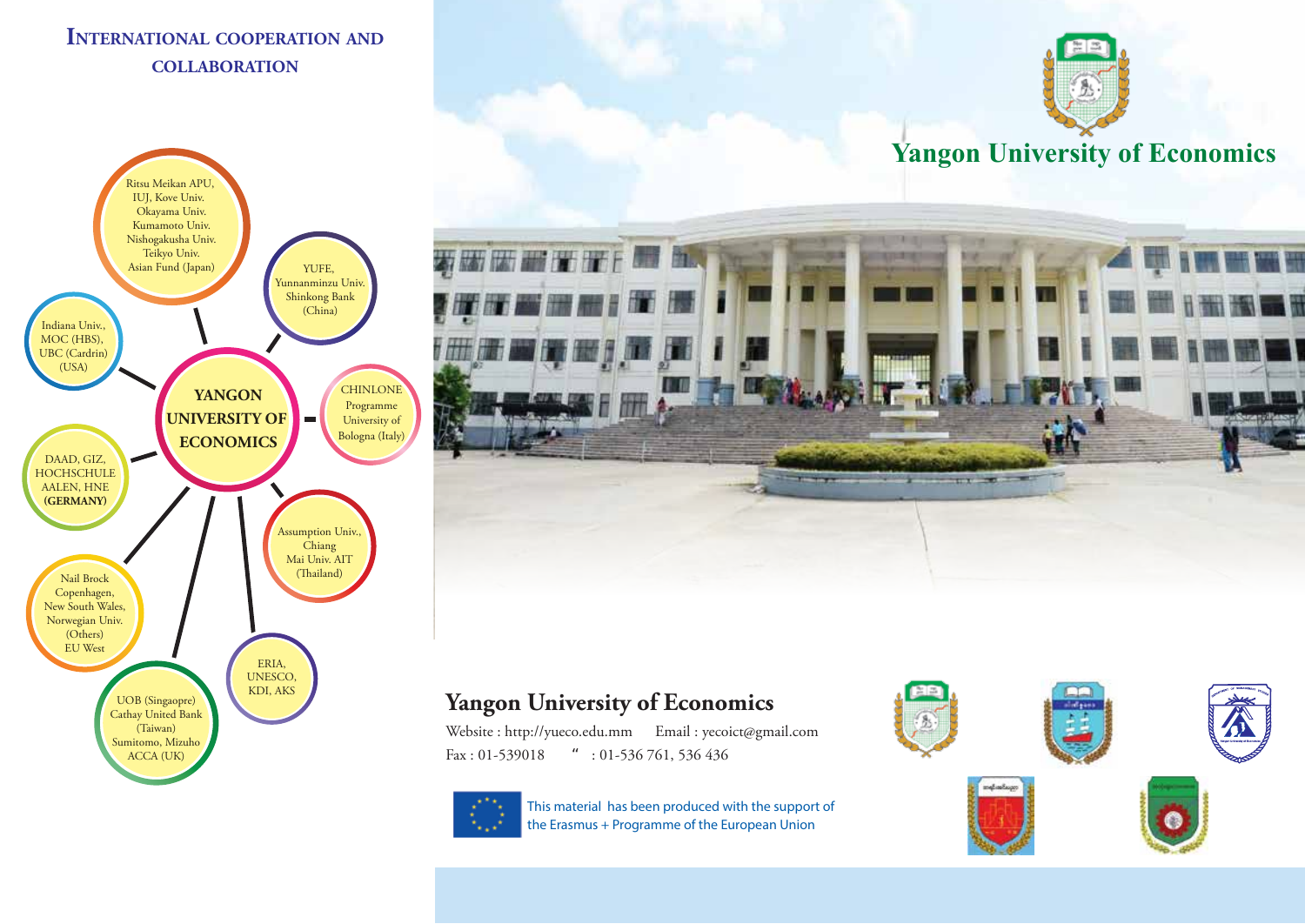## INTERNATIONAL COOPERATION AND COLLABORATION

**YANGON UNIVERSITY OF ECONOMICS**

- Ritsu Meikan APU, IUJ, Kove Univ. Okayama Univ. Kumamoto Univ. Nishogakusha Univ. Teikyo Univ. Asian Fund (Japan)
- YUFE, Yunnanminzu Univ. Shinkong Bank (China)
- CHINLONE Programme University of Bologna (Italy)
- Assumption Univ., Chiang Mai Univ. AIT (Thailand)
- ERIA, UNESCO, KDI, AKS
- UOB (Singaopre) Cathay United Bank (Taiwan) Sumitomo, Mizuho ACCA (UK)
- Nail Brock Copenhagen, New South Wales, Norwegian Univ. (Others) EU West
- DAAD, GIZ, HOCHSCHULE AALEN, HNE **(GERMANY)**
- Indiana Univ., MOC (HBS), UBC (Cardrin) (USA)

# Yangon University of Economics

## Yangon University of Economics

Website : http://yueco.edu.mm Email : yecoict@gmail.com

Fax : 01-539018 " : 01-536 761, 536 436

This material has been produced with the support of the Erasmus + Programme of the European Union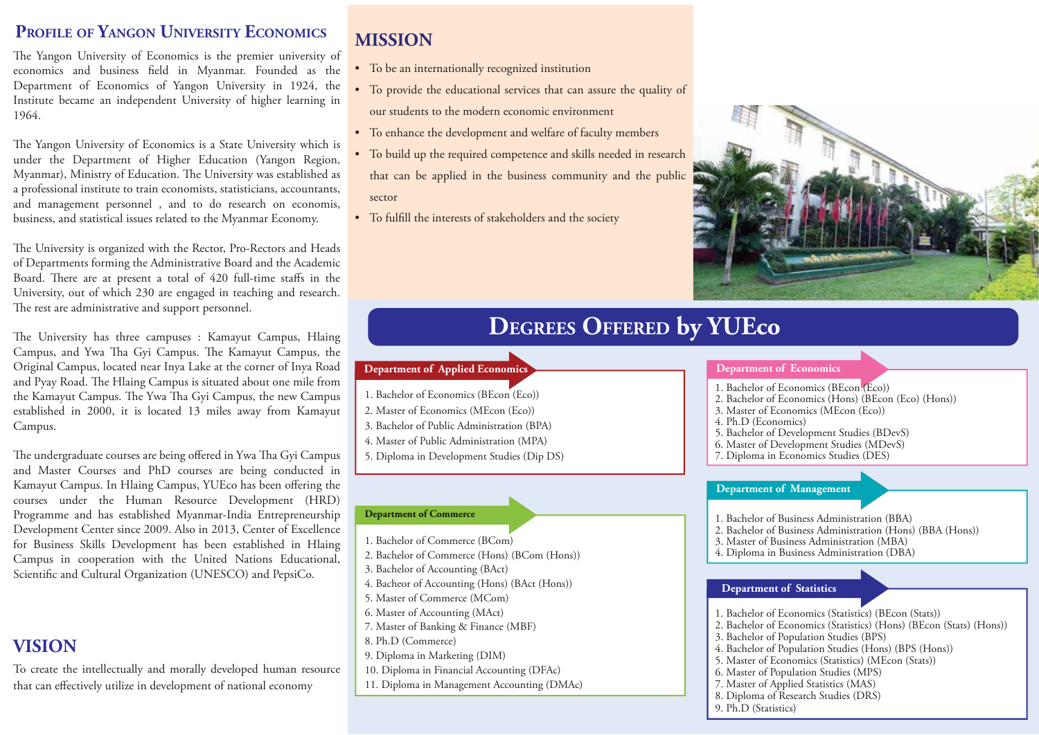## Profile of Yangon University Economics

The Yangon University of Economics is the premier university of economics and business field in Myanmar. Founded as the Department of Economics of Yangon University in 1924, the Institute became an independent University of higher learning in 1964.

The Yangon University of Economics is a State University which is under the Department of Higher Education (Yangon Region, Myanmar), Ministry of Education. The University was established as a professional institute to train economists, statisticians, accountants, and management personnel , and to do research on economis, business, and statistical issues related to the Myanmar Economy.

The University is organized with the Rector, Pro-Rectors and Heads of Departments forming the Administrative Board and the Academic Board. There are at present a total of 420 full-time staffs in the University, out of which 230 are engaged in teaching and research. The rest are administrative and support personnel.

The University has three campuses : Kamayut Campus, Hlaing Campus, and Ywa Tha Gyi Campus. The Kamayut Campus, the Original Campus, located near Inya Lake at the corner of Inya Road and Pyay Road. The Hlaing Campus is situated about one mile from the Kamayut Campus. The Ywa Tha Gyi Campus, the new Campus established in 2000, it is located 13 miles away from Kamayut Campus.

The undergraduate courses are being offered in Ywa Tha Gyi Campus and Master Courses and PhD courses are being conducted in Kamayut Campus. In Hlaing Campus, YUEco has been offering the courses under the Human Resource Development (HRD) Programme and has established Myanmar-India Entrepreneurship Development Center since 2009. Also in 2013, Center of Excellence for Business Skills Development has been established in Hlaing Campus in cooperation with the United Nations Educational, Scientific and Cultural Organization (UNESCO) and PepsiCo.

## VISION

To create the intellectually and morally developed human resource that can effectively utilize in development of national economy

## MISSION

- To be an internationally recognized institution
- To provide the educational services that can assure the quality of our students to the modern economic environment
- To enhance the development and welfare of faculty members
- To build up the required competence and skills needed in research that can be applied in the business community and the public sector
- To fulfill the interests of stakeholders and the society

## Degrees Offered by YUEco

### Department of Applied Economics

1. Bachelor of Economics (BEcon (Eco))
2. Master of Economics (MEcon (Eco))
3. Bachelor of Public Administration (BPA)
4. Master of Public Administration (MPA)
5. Diploma in Development Studies (Dip DS)

### Department of Commerce

1. Bachelor of Commerce (BCom)
2. Bachelor of Commerce (Hons) (BCom (Hons))
3. Bachelor of Accounting (BAct)
4. Bacheor of Accounting (Hons) (BAct (Hons))
5. Master of Commerce (MCom)
6. Master of Accounting (MAct)
7. Master of Banking & Finance (MBF)
8. Ph.D (Commerce)
9. Diploma in Marketing (DIM)
10. Diploma in Financial Accounting (DFAc)
11. Diploma in Management Accounting (DMAc)

### Department of Economics

1. Bachelor of Economics (BEcon (Eco))
2. Bachelor of Economics (Hons) (BEcon (Eco) (Hons))
3. Master of Economics (MEcon (Eco))
4. Ph.D (Economics)
5. Bachelor of Development Studies (BDevS)
6. Master of Development Studies (MDevS)
7. Diploma in Economics Studies (DES)

### Department of Management

1. Bachelor of Business Administration (BBA)
2. Bachelor of Business Administration (Hons) (BBA (Hons))
3. Master of Business Administration (MBA)
4. Diploma in Business Administration (DBA)

### Department of Statistics

1. Bachelor of Economics (Statistics) (BEcon (Stats))
2. Bachelor of Economics (Statistics) (Hons) (BEcon (Stats) (Hons))
3. Bachelor of Population Studies (BPS)
4. Bachelor of Population Studies (Hons) (BPS (Hons))
5. Master of Economics (Statistics) (MEcon (Stats))
6. Master of Population Studies (MPS)
7. Master of Applied Statistics (MAS)
8. Diploma of Research Studies (DRS)
9. Ph.D (Statistics)